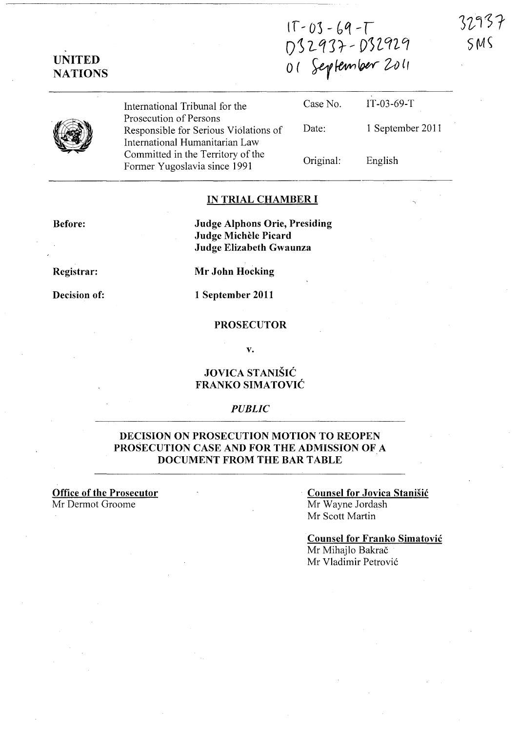IT-03-69-T
D32937-D32929
01 September 2011

32937
SMS

**UNITED NATIONS**

| International Tribunal for the Prosecution of Persons Responsible for Serious Violations of International Humanitarian Law Committed in the Territory of the Former Yugoslavia since 1991 | Case No. | IT-03-69-T |
|---|---|---|
| | Date: | 1 September 2011 |
| | Original: | English |

**IN TRIAL CHAMBER I**

**Before:**

**Judge Alphons Orie, Presiding**
**Judge Michèle Picard**
**Judge Elizabeth Gwaunza**

**Registrar:** **Mr John Hocking**

**Decision of:** **1 September 2011**

**PROSECUTOR**

**v.**

**JOVICA STANIŠIĆ**
**FRANKO SIMATOVIĆ**

*PUBLIC*

**DECISION ON PROSECUTION MOTION TO REOPEN PROSECUTION CASE AND FOR THE ADMISSION OF A DOCUMENT FROM THE BAR TABLE**

**Office of the Prosecutor**
Mr Dermot Groome

**Counsel for Jovica Stanišić**
Mr Wayne Jordash
Mr Scott Martin

**Counsel for Franko Simatović**
Mr Mihajlo Bakrač
Mr Vladimir Petrović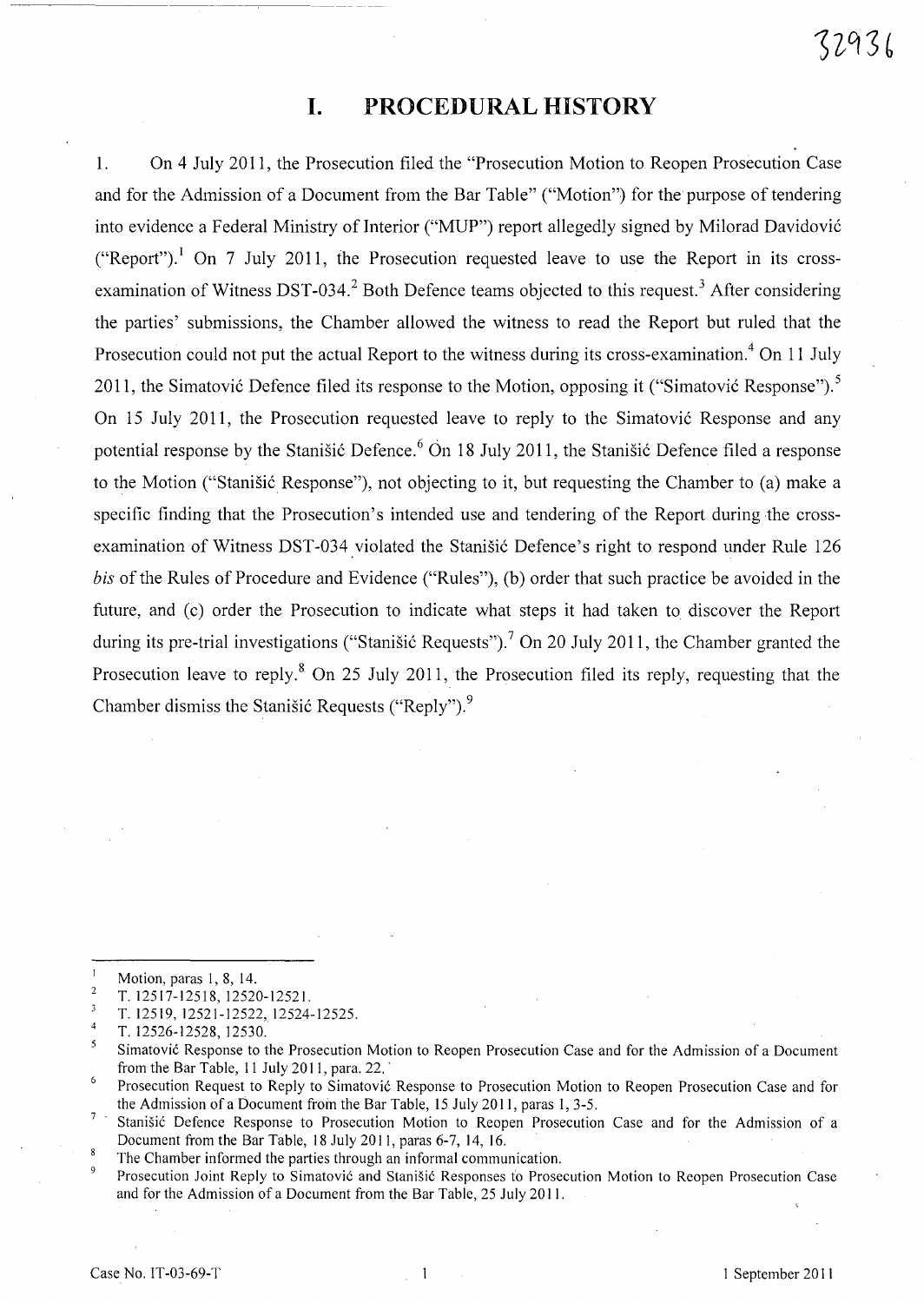# I. PROCEDURAL HISTORY

1. On 4 July 2011, the Prosecution filed the "Prosecution Motion to Reopen Prosecution Case and for the Admission of a Document from the Bar Table" ("Motion") for the purpose of tendering into evidence a Federal Ministry of Interior ("MUP") report allegedly signed by Milorad Davidović ("Report").[1] On 7 July 2011, the Prosecution requested leave to use the Report in its cross-examination of Witness DST-034.[2] Both Defence teams objected to this request.[3] After considering the parties' submissions, the Chamber allowed the witness to read the Report but ruled that the Prosecution could not put the actual Report to the witness during its cross-examination.[4] On 11 July 2011, the Simatović Defence filed its response to the Motion, opposing it ("Simatović Response").[5] On 15 July 2011, the Prosecution requested leave to reply to the Simatović Response and any potential response by the Stanišić Defence.[6] On 18 July 2011, the Stanišić Defence filed a response to the Motion ("Stanišić Response"), not objecting to it, but requesting the Chamber to (a) make a specific finding that the Prosecution's intended use and tendering of the Report during the cross-examination of Witness DST-034 violated the Stanišić Defence's right to respond under Rule 126 *bis* of the Rules of Procedure and Evidence ("Rules"), (b) order that such practice be avoided in the future, and (c) order the Prosecution to indicate what steps it had taken to discover the Report during its pre-trial investigations ("Stanišić Requests").[7] On 20 July 2011, the Chamber granted the Prosecution leave to reply.[8] On 25 July 2011, the Prosecution filed its reply, requesting that the Chamber dismiss the Stanišić Requests ("Reply").[9]

---

[1] Motion, paras 1, 8, 14.

[2] T. 12517-12518, 12520-12521.

[3] T. 12519, 12521-12522, 12524-12525.

[4] T. 12526-12528, 12530.

[5] Simatović Response to the Prosecution Motion to Reopen Prosecution Case and for the Admission of a Document from the Bar Table, 11 July 2011, para. 22.

[6] Prosecution Request to Reply to Simatović Response to Prosecution Motion to Reopen Prosecution Case and for the Admission of a Document from the Bar Table, 15 July 2011, paras 1, 3-5.

[7] Stanišić Defence Response to Prosecution Motion to Reopen Prosecution Case and for the Admission of a Document from the Bar Table, 18 July 2011, paras 6-7, 14, 16.

[8] The Chamber informed the parties through an informal communication.

[9] Prosecution Joint Reply to Simatović and Stanišić Responses to Prosecution Motion to Reopen Prosecution Case and for the Admission of a Document from the Bar Table, 25 July 2011.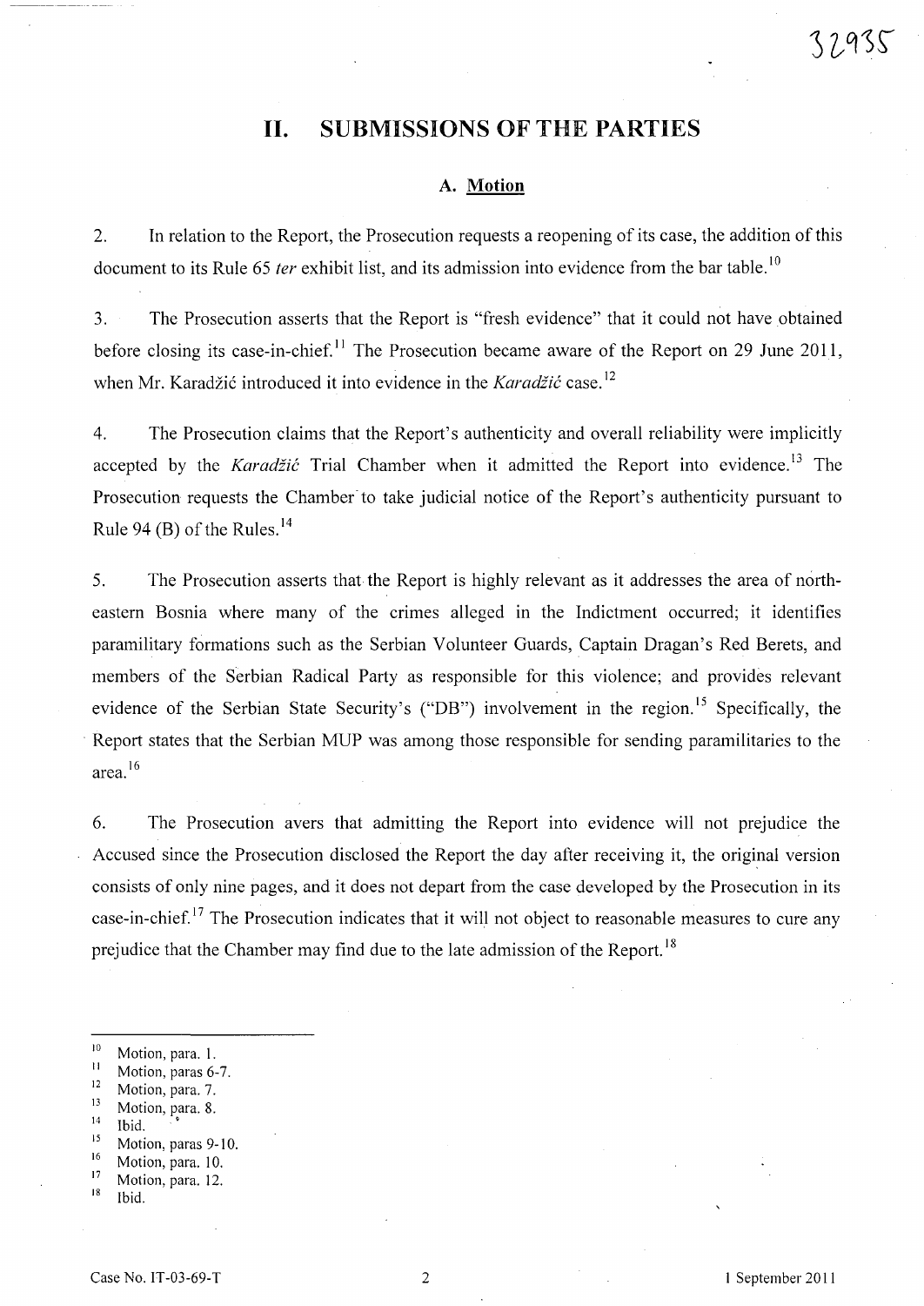# II. SUBMISSIONS OF THE PARTIES

## A. Motion

2. In relation to the Report, the Prosecution requests a reopening of its case, the addition of this document to its Rule 65 *ter* exhibit list, and its admission into evidence from the bar table.[10]

3. The Prosecution asserts that the Report is "fresh evidence" that it could not have obtained before closing its case-in-chief.[11] The Prosecution became aware of the Report on 29 June 2011, when Mr. Karadžić introduced it into evidence in the *Karadžić* case.[12]

4. The Prosecution claims that the Report's authenticity and overall reliability were implicitly accepted by the *Karadžić* Trial Chamber when it admitted the Report into evidence.[13] The Prosecution requests the Chamber to take judicial notice of the Report's authenticity pursuant to Rule 94 (B) of the Rules.[14]

5. The Prosecution asserts that the Report is highly relevant as it addresses the area of north-eastern Bosnia where many of the crimes alleged in the Indictment occurred; it identifies paramilitary formations such as the Serbian Volunteer Guards, Captain Dragan's Red Berets, and members of the Serbian Radical Party as responsible for this violence; and provides relevant evidence of the Serbian State Security's ("DB") involvement in the region.[15] Specifically, the Report states that the Serbian MUP was among those responsible for sending paramilitaries to the area.[16]

6. The Prosecution avers that admitting the Report into evidence will not prejudice the Accused since the Prosecution disclosed the Report the day after receiving it, the original version consists of only nine pages, and it does not depart from the case developed by the Prosecution in its case-in-chief.[17] The Prosecution indicates that it will not object to reasonable measures to cure any prejudice that the Chamber may find due to the late admission of the Report.[18]

---

[10] Motion, para. 1.
[11] Motion, paras 6-7.
[12] Motion, para. 7.
[13] Motion, para. 8.
[14] Ibid.
[15] Motion, paras 9-10.
[16] Motion, para. 10.
[17] Motion, para. 12.
[18] Ibid.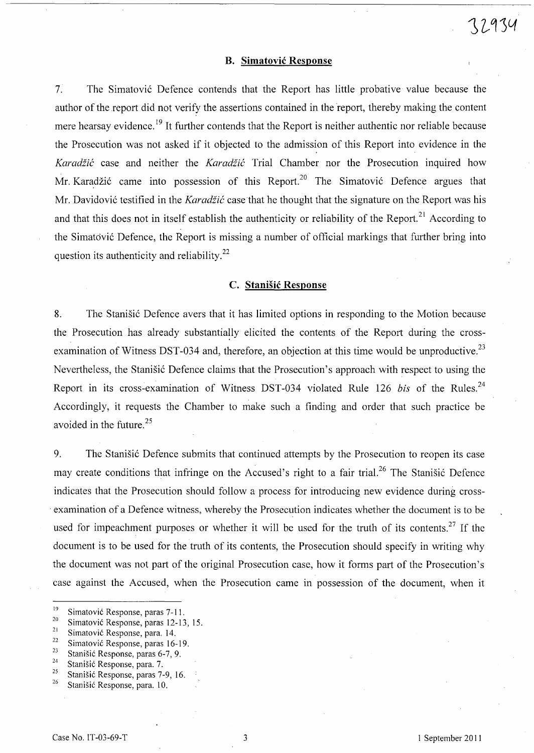### B. Simatović Response

7. The Simatović Defence contends that the Report has little probative value because the author of the report did not verify the assertions contained in the report, thereby making the content mere hearsay evidence.[19] It further contends that the Report is neither authentic nor reliable because the Prosecution was not asked if it objected to the admission of this Report into evidence in the *Karadžić* case and neither the *Karadžić* Trial Chamber nor the Prosecution inquired how Mr. Karadžić came into possession of this Report.[20] The Simatović Defence argues that Mr. Davidović testified in the *Karadžić* case that he thought that the signature on the Report was his and that this does not in itself establish the authenticity or reliability of the Report.[21] According to the Simatović Defence, the Report is missing a number of official markings that further bring into question its authenticity and reliability.[22]

### C. Stanišić Response

8. The Stanišić Defence avers that it has limited options in responding to the Motion because the Prosecution has already substantially elicited the contents of the Report during the cross-examination of Witness DST-034 and, therefore, an objection at this time would be unproductive.[23] Nevertheless, the Stanišić Defence claims that the Prosecution's approach with respect to using the Report in its cross-examination of Witness DST-034 violated Rule 126 *bis* of the Rules.[24] Accordingly, it requests the Chamber to make such a finding and order that such practice be avoided in the future.[25]

9. The Stanišić Defence submits that continued attempts by the Prosecution to reopen its case may create conditions that infringe on the Accused's right to a fair trial.[26] The Stanišić Defence indicates that the Prosecution should follow a process for introducing new evidence during cross-examination of a Defence witness, whereby the Prosecution indicates whether the document is to be used for impeachment purposes or whether it will be used for the truth of its contents.[27] If the document is to be used for the truth of its contents, the Prosecution should specify in writing why the document was not part of the original Prosecution case, how it forms part of the Prosecution's case against the Accused, when the Prosecution came in possession of the document, when it

---

[19] Simatović Response, paras 7-11.
[20] Simatović Response, paras 12-13, 15.
[21] Simatović Response, para. 14.
[22] Simatović Response, paras 16-19.
[23] Stanišić Response, paras 6-7, 9.
[24] Stanišić Response, para. 7.
[25] Stanišić Response, paras 7-9, 16.
[26] Stanišić Response, para. 10.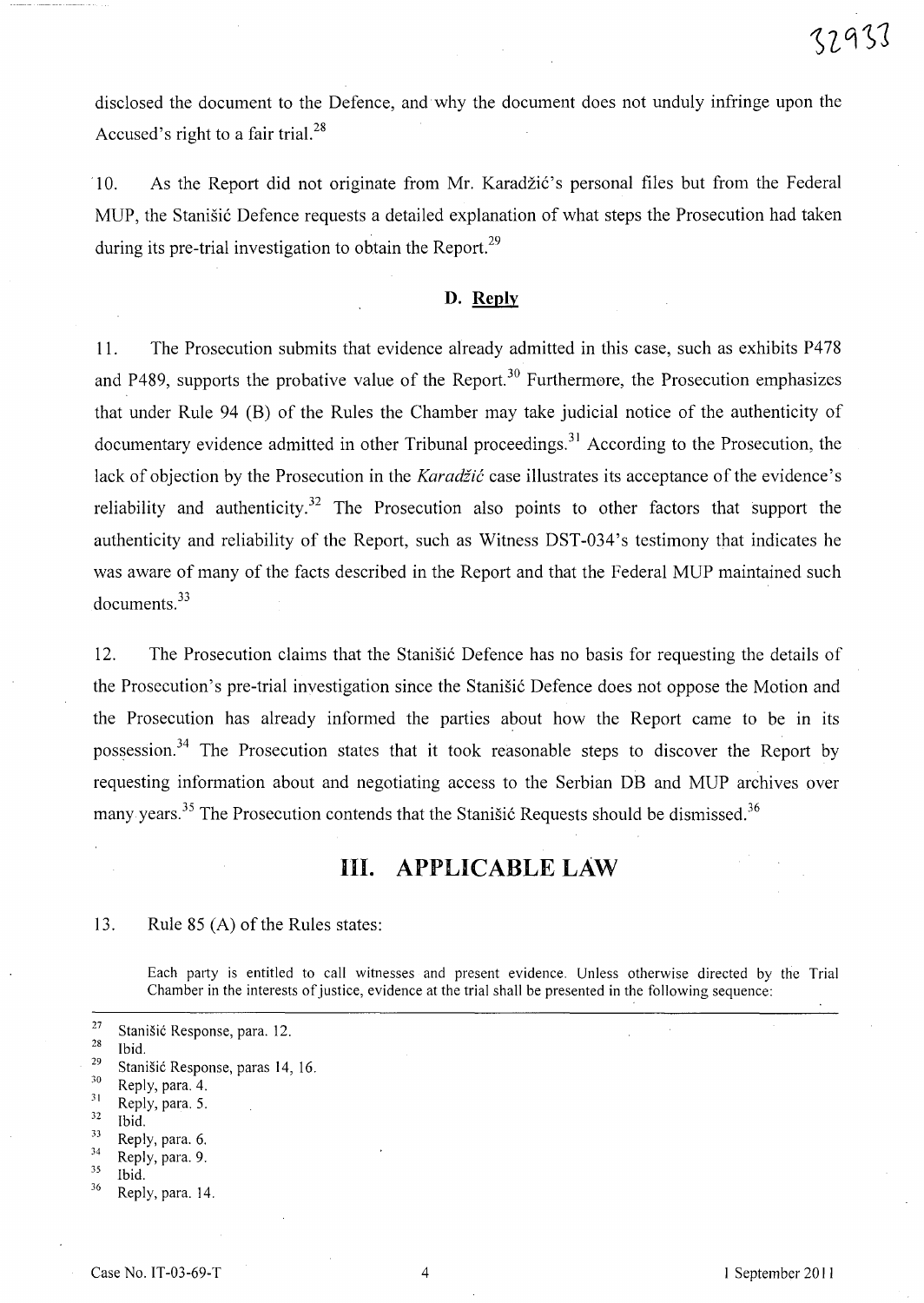disclosed the document to the Defence, and why the document does not unduly infringe upon the Accused's right to a fair trial.[28]

10. As the Report did not originate from Mr. Karadžić's personal files but from the Federal MUP, the Stanišić Defence requests a detailed explanation of what steps the Prosecution had taken during its pre-trial investigation to obtain the Report.[29]

### D. Reply

11. The Prosecution submits that evidence already admitted in this case, such as exhibits P478 and P489, supports the probative value of the Report.[30] Furthermore, the Prosecution emphasizes that under Rule 94 (B) of the Rules the Chamber may take judicial notice of the authenticity of documentary evidence admitted in other Tribunal proceedings.[31] According to the Prosecution, the lack of objection by the Prosecution in the *Karadžić* case illustrates its acceptance of the evidence's reliability and authenticity.[32] The Prosecution also points to other factors that support the authenticity and reliability of the Report, such as Witness DST-034's testimony that indicates he was aware of many of the facts described in the Report and that the Federal MUP maintained such documents.[33]

12. The Prosecution claims that the Stanišić Defence has no basis for requesting the details of the Prosecution's pre-trial investigation since the Stanišić Defence does not oppose the Motion and the Prosecution has already informed the parties about how the Report came to be in its possession.[34] The Prosecution states that it took reasonable steps to discover the Report by requesting information about and negotiating access to the Serbian DB and MUP archives over many years.[35] The Prosecution contends that the Stanišić Requests should be dismissed.[36]

## III. APPLICABLE LAW

13. Rule 85 (A) of the Rules states:

> Each party is entitled to call witnesses and present evidence. Unless otherwise directed by the Trial Chamber in the interests of justice, evidence at the trial shall be presented in the following sequence:

---

[27] Stanišić Response, para. 12.
[28] Ibid.
[29] Stanišić Response, paras 14, 16.
[30] Reply, para. 4.
[31] Reply, para. 5.
[32] Ibid.
[33] Reply, para. 6.
[34] Reply, para. 9.
[35] Ibid.
[36] Reply, para. 14.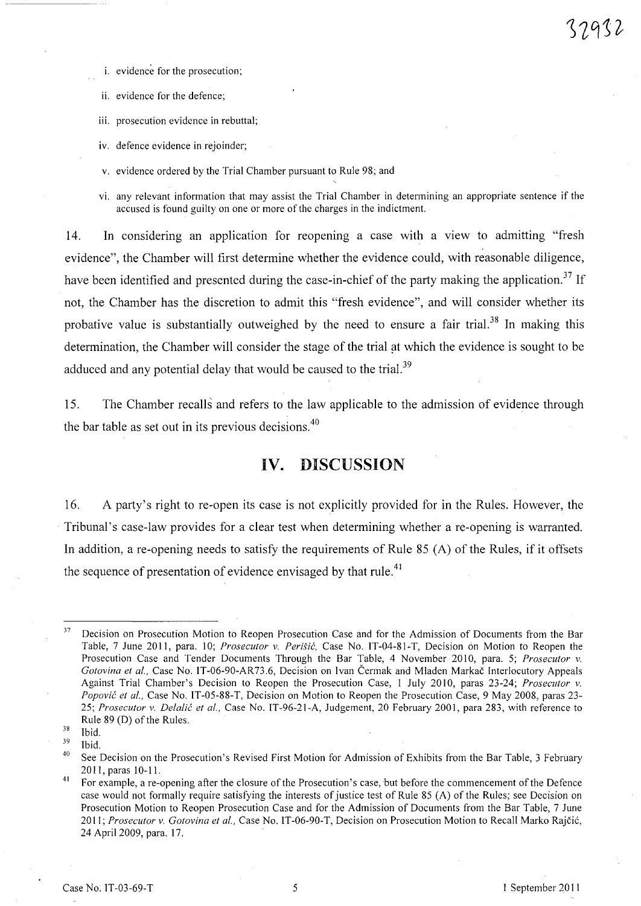i. evidence for the prosecution;

ii. evidence for the defence;

iii. prosecution evidence in rebuttal;

iv. defence evidence in rejoinder;

v. evidence ordered by the Trial Chamber pursuant to Rule 98; and

vi. any relevant information that may assist the Trial Chamber in determining an appropriate sentence if the accused is found guilty on one or more of the charges in the indictment.

14. In considering an application for reopening a case with a view to admitting "fresh evidence", the Chamber will first determine whether the evidence could, with reasonable diligence, have been identified and presented during the case-in-chief of the party making the application.[37] If not, the Chamber has the discretion to admit this "fresh evidence", and will consider whether its probative value is substantially outweighed by the need to ensure a fair trial.[38] In making this determination, the Chamber will consider the stage of the trial at which the evidence is sought to be adduced and any potential delay that would be caused to the trial.[39]

15. The Chamber recalls and refers to the law applicable to the admission of evidence through the bar table as set out in its previous decisions.[40]

# IV. DISCUSSION

16. A party's right to re-open its case is not explicitly provided for in the Rules. However, the Tribunal's case-law provides for a clear test when determining whether a re-opening is warranted. In addition, a re-opening needs to satisfy the requirements of Rule 85 (A) of the Rules, if it offsets the sequence of presentation of evidence envisaged by that rule.[41]

---

[37] Decision on Prosecution Motion to Reopen Prosecution Case and for the Admission of Documents from the Bar Table, 7 June 2011, para. 10; *Prosecutor v. Perišić*, Case No. IT-04-81-T, Decision on Motion to Reopen the Prosecution Case and Tender Documents Through the Bar Table, 4 November 2010, para. 5; *Prosecutor v. Gotovina et al.*, Case No. IT-06-90-AR73.6, Decision on Ivan Čermak and Mladen Markač Interlocutory Appeals Against Trial Chamber's Decision to Reopen the Prosecution Case, 1 July 2010, paras 23-24; *Prosecutor v. Popović et al.*, Case No. IT-05-88-T, Decision on Motion to Reopen the Prosecution Case, 9 May 2008, paras 23-25; *Prosecutor v. Delalić et al.*, Case No. IT-96-21-A, Judgement, 20 February 2001, para 283, with reference to Rule 89 (D) of the Rules.

[38] Ibid.

[39] Ibid.

[40] See Decision on the Prosecution's Revised First Motion for Admission of Exhibits from the Bar Table, 3 February 2011, paras 10-11.

[41] For example, a re-opening after the closure of the Prosecution's case, but before the commencement of the Defence case would not formally require satisfying the interests of justice test of Rule 85 (A) of the Rules; see Decision on Prosecution Motion to Reopen Prosecution Case and for the Admission of Documents from the Bar Table, 7 June 2011; *Prosecutor v. Gotovina et al.*, Case No. IT-06-90-T, Decision on Prosecution Motion to Recall Marko Rajčić, 24 April 2009, para. 17.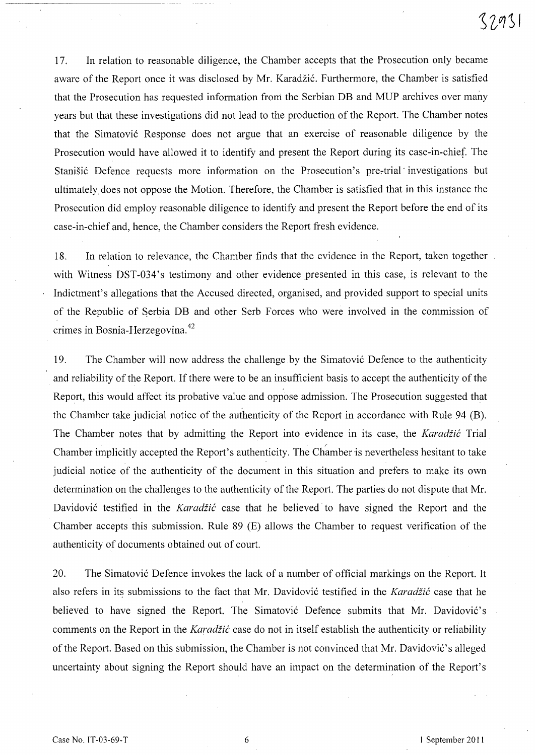17. In relation to reasonable diligence, the Chamber accepts that the Prosecution only became aware of the Report once it was disclosed by Mr. Karadžić. Furthermore, the Chamber is satisfied that the Prosecution has requested information from the Serbian DB and MUP archives over many years but that these investigations did not lead to the production of the Report. The Chamber notes that the Simatović Response does not argue that an exercise of reasonable diligence by the Prosecution would have allowed it to identify and present the Report during its case-in-chief. The Stanišić Defence requests more information on the Prosecution's pre-trial investigations but ultimately does not oppose the Motion. Therefore, the Chamber is satisfied that in this instance the Prosecution did employ reasonable diligence to identify and present the Report before the end of its case-in-chief and, hence, the Chamber considers the Report fresh evidence.

18. In relation to relevance, the Chamber finds that the evidence in the Report, taken together with Witness DST-034's testimony and other evidence presented in this case, is relevant to the Indictment's allegations that the Accused directed, organised, and provided support to special units of the Republic of Serbia DB and other Serb Forces who were involved in the commission of crimes in Bosnia-Herzegovina.[42]

19. The Chamber will now address the challenge by the Simatović Defence to the authenticity and reliability of the Report. If there were to be an insufficient basis to accept the authenticity of the Report, this would affect its probative value and oppose admission. The Prosecution suggested that the Chamber take judicial notice of the authenticity of the Report in accordance with Rule 94 (B). The Chamber notes that by admitting the Report into evidence in its case, the *Karadžić* Trial Chamber implicitly accepted the Report's authenticity. The Chamber is nevertheless hesitant to take judicial notice of the authenticity of the document in this situation and prefers to make its own determination on the challenges to the authenticity of the Report. The parties do not dispute that Mr. Davidović testified in the *Karadžić* case that he believed to have signed the Report and the Chamber accepts this submission. Rule 89 (E) allows the Chamber to request verification of the authenticity of documents obtained out of court.

20. The Simatović Defence invokes the lack of a number of official markings on the Report. It also refers in its submissions to the fact that Mr. Davidović testified in the *Karadžić* case that he believed to have signed the Report. The Simatović Defence submits that Mr. Davidović's comments on the Report in the *Karadžić* case do not in itself establish the authenticity or reliability of the Report. Based on this submission, the Chamber is not convinced that Mr. Davidović's alleged uncertainty about signing the Report should have an impact on the determination of the Report's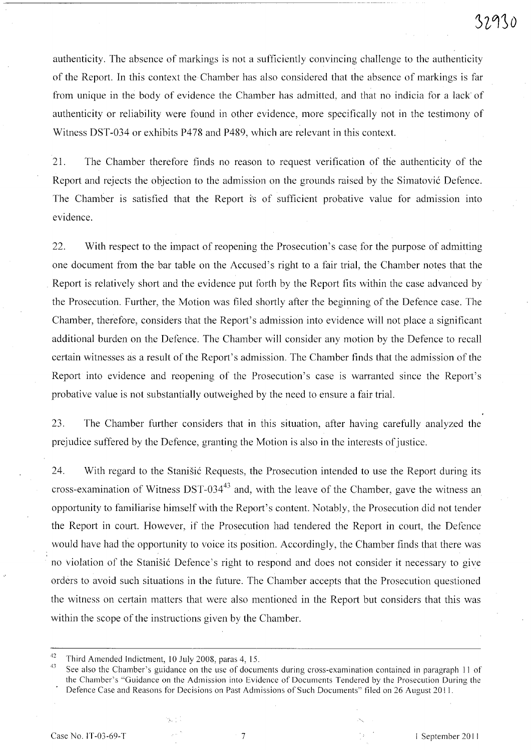authenticity. The absence of markings is not a sufficiently convincing challenge to the authenticity of the Report. In this context the Chamber has also considered that the absence of markings is far from unique in the body of evidence the Chamber has admitted, and that no indicia for a lack of authenticity or reliability were found in other evidence, more specifically not in the testimony of Witness DST-034 or exhibits P478 and P489, which are relevant in this context.

21. The Chamber therefore finds no reason to request verification of the authenticity of the Report and rejects the objection to the admission on the grounds raised by the Simatović Defence. The Chamber is satisfied that the Report is of sufficient probative value for admission into evidence.

22. With respect to the impact of reopening the Prosecution's case for the purpose of admitting one document from the bar table on the Accused's right to a fair trial, the Chamber notes that the Report is relatively short and the evidence put forth by the Report fits within the case advanced by the Prosecution. Further, the Motion was filed shortly after the beginning of the Defence case. The Chamber, therefore, considers that the Report's admission into evidence will not place a significant additional burden on the Defence. The Chamber will consider any motion by the Defence to recall certain witnesses as a result of the Report's admission. The Chamber finds that the admission of the Report into evidence and reopening of the Prosecution's case is warranted since the Report's probative value is not substantially outweighed by the need to ensure a fair trial.

23. The Chamber further considers that in this situation, after having carefully analyzed the prejudice suffered by the Defence, granting the Motion is also in the interests of justice.

24. With regard to the Stanišić Requests, the Prosecution intended to use the Report during its cross-examination of Witness DST-034[43] and, with the leave of the Chamber, gave the witness an opportunity to familiarise himself with the Report's content. Notably, the Prosecution did not tender the Report in court. However, if the Prosecution had tendered the Report in court, the Defence would have had the opportunity to voice its position. Accordingly, the Chamber finds that there was no violation of the Stanišić Defence's right to respond and does not consider it necessary to give orders to avoid such situations in the future. The Chamber accepts that the Prosecution questioned the witness on certain matters that were also mentioned in the Report but considers that this was within the scope of the instructions given by the Chamber.

---

[42] Third Amended Indictment, 10 July 2008, paras 4, 15.

[43] See also the Chamber's guidance on the use of documents during cross-examination contained in paragraph 11 of the Chamber's "Guidance on the Admission into Evidence of Documents Tendered by the Prosecution During the Defence Case and Reasons for Decisions on Past Admissions of Such Documents" filed on 26 August 2011.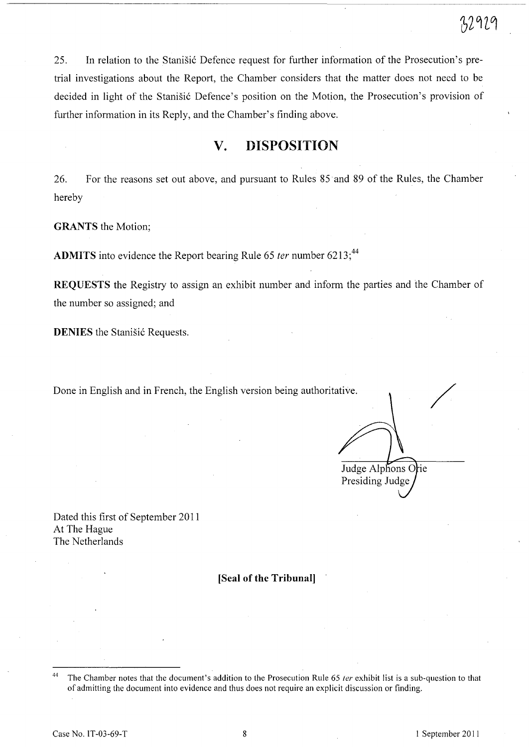25. In relation to the Stanišić Defence request for further information of the Prosecution's pre-trial investigations about the Report, the Chamber considers that the matter does not need to be decided in light of the Stanišić Defence's position on the Motion, the Prosecution's provision of further information in its Reply, and the Chamber's finding above.

## V. DISPOSITION

26. For the reasons set out above, and pursuant to Rules 85 and 89 of the Rules, the Chamber hereby

**GRANTS** the Motion;

**ADMITS** into evidence the Report bearing Rule 65 *ter* number 6213;[44]

**REQUESTS** the Registry to assign an exhibit number and inform the parties and the Chamber of the number so assigned; and

**DENIES** the Stanišić Requests.

Done in English and in French, the English version being authoritative.

Judge Alphons Orie
Presiding Judge

Dated this first of September 2011
At The Hague
The Netherlands

**[Seal of the Tribunal]**

---

[44] The Chamber notes that the document's addition to the Prosecution Rule 65 *ter* exhibit list is a sub-question to that of admitting the document into evidence and thus does not require an explicit discussion or finding.